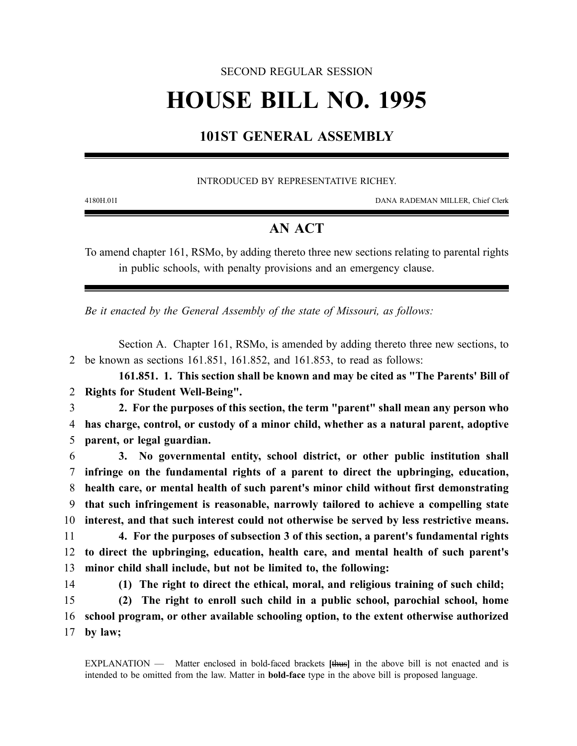SECOND REGULAR SESSION

# HOUSE BILL NO. 1995

## 101ST GENERAL ASSEMBLY

INTRODUCED BY REPRESENTATIVE RICHEY.

4180H.01I DANA RADEMAN MILLER, Chief Clerk

## AN ACT

To amend chapter 161, RSMo, by adding thereto three new sections relating to parental rights in public schools, with penalty provisions and an emergency clause.

*Be it enacted by the General Assembly of the state of Missouri, as follows:*

Section A. Chapter 161, RSMo, is amended by adding thereto three new sections, to be known as sections 161.851, 161.852, and 161.853, to read as follows:

**161.851. 1. This section shall be known and may be cited as "The Parents' Bill of Rights for Student Well-Being".**

**2. For the purposes of this section, the term "parent" shall mean any person who has charge, control, or custody of a minor child, whether as a natural parent, adoptive parent, or legal guardian.**

**3. No governmental entity, school district, or other public institution shall infringe on the fundamental rights of a parent to direct the upbringing, education, health care, or mental health of such parent's minor child without first demonstrating that such infringement is reasonable, narrowly tailored to achieve a compelling state interest, and that such interest could not otherwise be served by less restrictive means.**

**4. For the purposes of subsection 3 of this section, a parent's fundamental rights to direct the upbringing, education, health care, and mental health of such parent's minor child shall include, but not be limited to, the following:**

**(1) The right to direct the ethical, moral, and religious training of such child;**

**(2) The right to enroll such child in a public school, parochial school, home school program, or other available schooling option, to the extent otherwise authorized by law;**

EXPLANATION — Matter enclosed in bold-faced brackets **[~~thus~~]** in the above bill is not enacted and is intended to be omitted from the law. Matter in **bold-face** type in the above bill is proposed language.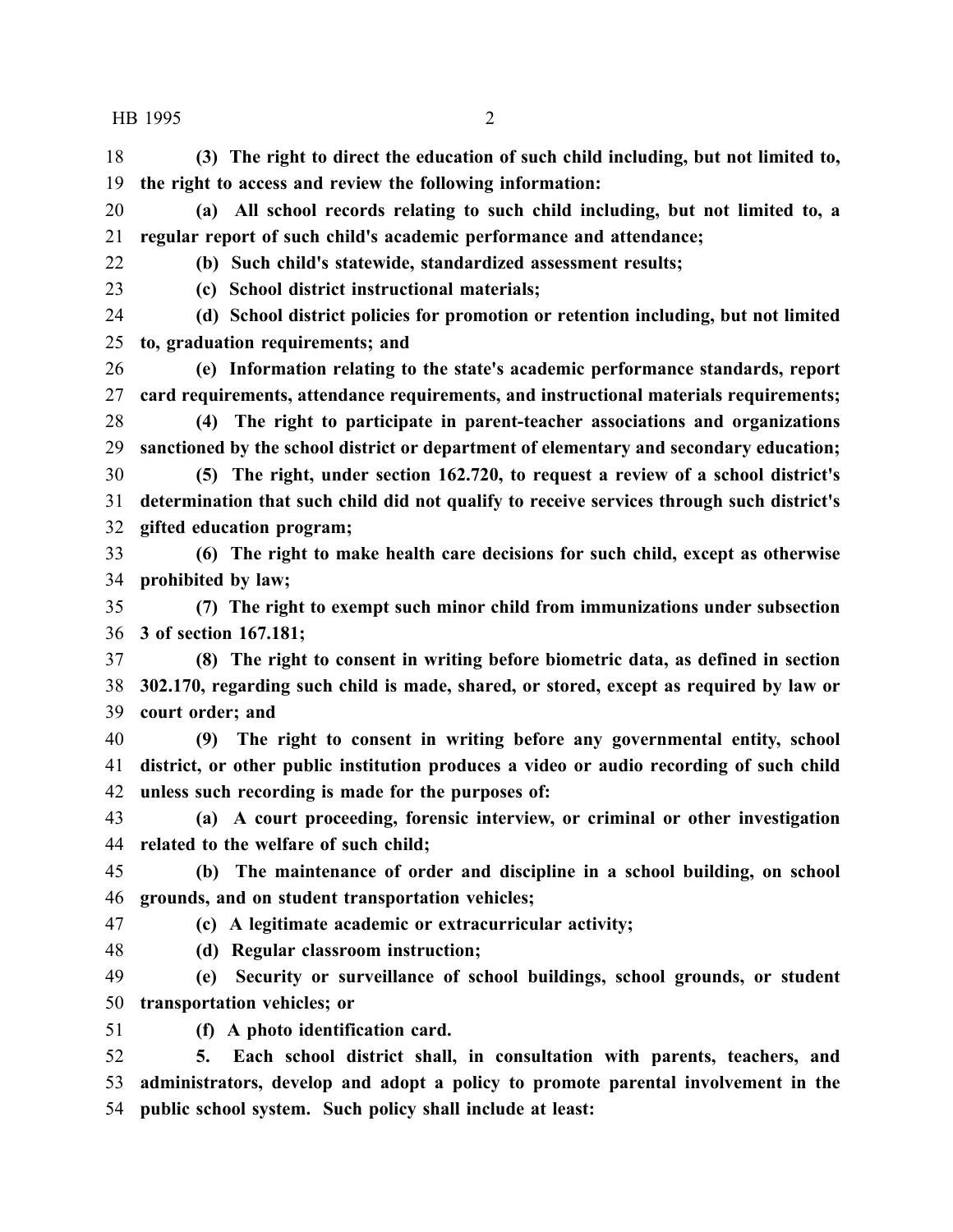**(3) The right to direct the education of such child including, but not limited to, the right to access and review the following information:**

**(a) All school records relating to such child including, but not limited to, a regular report of such child's academic performance and attendance;**

**(b) Such child's statewide, standardized assessment results;**

**(c) School district instructional materials;**

**(d) School district policies for promotion or retention including, but not limited to, graduation requirements; and**

**(e) Information relating to the state's academic performance standards, report card requirements, attendance requirements, and instructional materials requirements;**

**(4) The right to participate in parent-teacher associations and organizations sanctioned by the school district or department of elementary and secondary education;**

**(5) The right, under section 162.720, to request a review of a school district's determination that such child did not qualify to receive services through such district's gifted education program;**

**(6) The right to make health care decisions for such child, except as otherwise prohibited by law;**

**(7) The right to exempt such minor child from immunizations under subsection 3 of section 167.181;**

**(8) The right to consent in writing before biometric data, as defined in section 302.170, regarding such child is made, shared, or stored, except as required by law or court order; and**

**(9) The right to consent in writing before any governmental entity, school district, or other public institution produces a video or audio recording of such child unless such recording is made for the purposes of:**

**(a) A court proceeding, forensic interview, or criminal or other investigation related to the welfare of such child;**

**(b) The maintenance of order and discipline in a school building, on school grounds, and on student transportation vehicles;**

**(c) A legitimate academic or extracurricular activity;**

**(d) Regular classroom instruction;**

**(e) Security or surveillance of school buildings, school grounds, or student transportation vehicles; or**

**(f) A photo identification card.**

**5. Each school district shall, in consultation with parents, teachers, and administrators, develop and adopt a policy to promote parental involvement in the public school system. Such policy shall include at least:**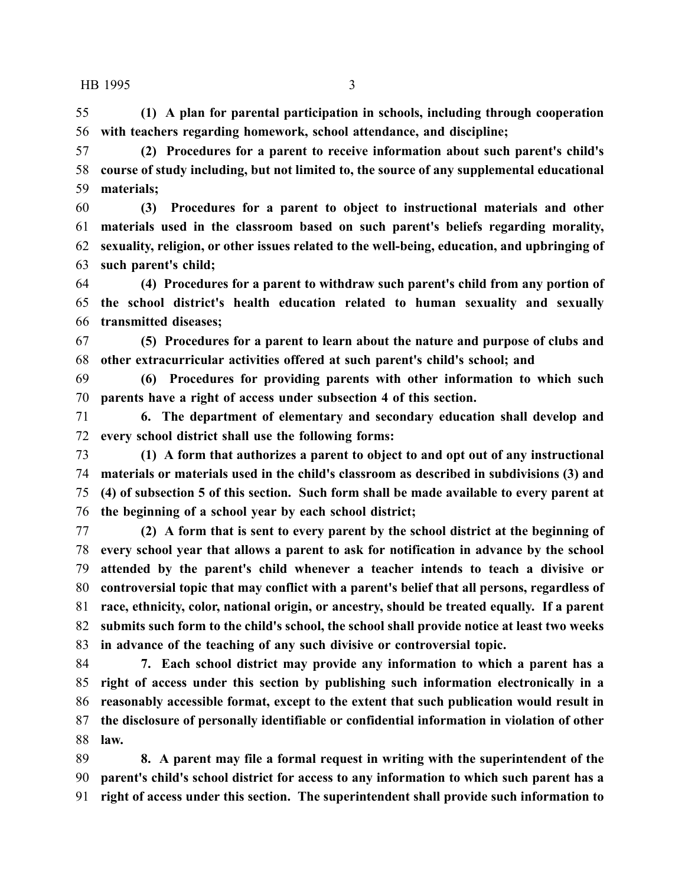**(1) A plan for parental participation in schools, including through cooperation with teachers regarding homework, school attendance, and discipline;**

**(2) Procedures for a parent to receive information about such parent's child's course of study including, but not limited to, the source of any supplemental educational materials;**

**(3) Procedures for a parent to object to instructional materials and other materials used in the classroom based on such parent's beliefs regarding morality, sexuality, religion, or other issues related to the well-being, education, and upbringing of such parent's child;**

**(4) Procedures for a parent to withdraw such parent's child from any portion of the school district's health education related to human sexuality and sexually transmitted diseases;**

**(5) Procedures for a parent to learn about the nature and purpose of clubs and other extracurricular activities offered at such parent's child's school; and**

**(6) Procedures for providing parents with other information to which such parents have a right of access under subsection 4 of this section.**

**6. The department of elementary and secondary education shall develop and every school district shall use the following forms:**

**(1) A form that authorizes a parent to object to and opt out of any instructional materials or materials used in the child's classroom as described in subdivisions (3) and (4) of subsection 5 of this section. Such form shall be made available to every parent at the beginning of a school year by each school district;**

**(2) A form that is sent to every parent by the school district at the beginning of every school year that allows a parent to ask for notification in advance by the school attended by the parent's child whenever a teacher intends to teach a divisive or controversial topic that may conflict with a parent's belief that all persons, regardless of race, ethnicity, color, national origin, or ancestry, should be treated equally. If a parent submits such form to the child's school, the school shall provide notice at least two weeks in advance of the teaching of any such divisive or controversial topic.**

**7. Each school district may provide any information to which a parent has a right of access under this section by publishing such information electronically in a reasonably accessible format, except to the extent that such publication would result in the disclosure of personally identifiable or confidential information in violation of other law.**

**8. A parent may file a formal request in writing with the superintendent of the parent's child's school district for access to any information to which such parent has a right of access under this section. The superintendent shall provide such information to**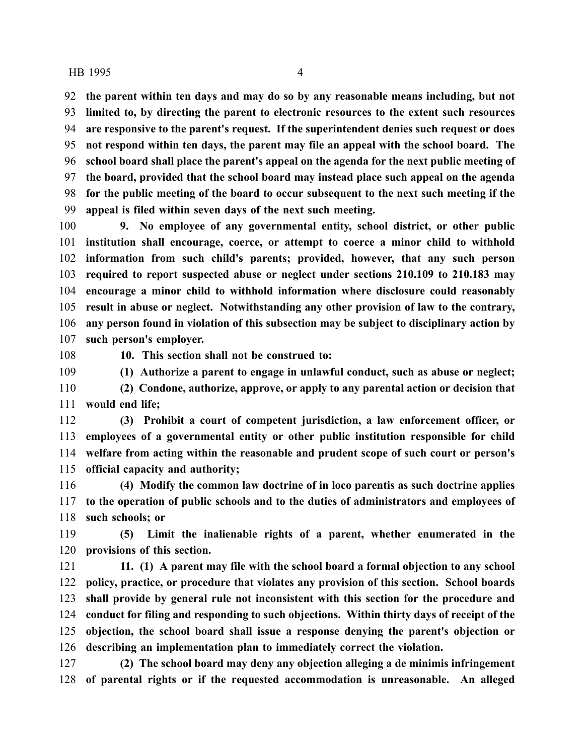**the parent within ten days and may do so by any reasonable means including, but not limited to, by directing the parent to electronic resources to the extent such resources are responsive to the parent's request. If the superintendent denies such request or does not respond within ten days, the parent may file an appeal with the school board. The school board shall place the parent's appeal on the agenda for the next public meeting of the board, provided that the school board may instead place such appeal on the agenda for the public meeting of the board to occur subsequent to the next such meeting if the appeal is filed within seven days of the next such meeting.**

**9. No employee of any governmental entity, school district, or other public institution shall encourage, coerce, or attempt to coerce a minor child to withhold information from such child's parents; provided, however, that any such person required to report suspected abuse or neglect under sections 210.109 to 210.183 may encourage a minor child to withhold information where disclosure could reasonably result in abuse or neglect. Notwithstanding any other provision of law to the contrary, any person found in violation of this subsection may be subject to disciplinary action by such person's employer.**

**10. This section shall not be construed to:**

**(1) Authorize a parent to engage in unlawful conduct, such as abuse or neglect;**

**(2) Condone, authorize, approve, or apply to any parental action or decision that would end life;**

**(3) Prohibit a court of competent jurisdiction, a law enforcement officer, or employees of a governmental entity or other public institution responsible for child welfare from acting within the reasonable and prudent scope of such court or person's official capacity and authority;**

**(4) Modify the common law doctrine of in loco parentis as such doctrine applies to the operation of public schools and to the duties of administrators and employees of such schools; or**

**(5) Limit the inalienable rights of a parent, whether enumerated in the provisions of this section.**

**11. (1) A parent may file with the school board a formal objection to any school policy, practice, or procedure that violates any provision of this section. School boards shall provide by general rule not inconsistent with this section for the procedure and conduct for filing and responding to such objections. Within thirty days of receipt of the objection, the school board shall issue a response denying the parent's objection or describing an implementation plan to immediately correct the violation.**

**(2) The school board may deny any objection alleging a de minimis infringement of parental rights or if the requested accommodation is unreasonable. An alleged**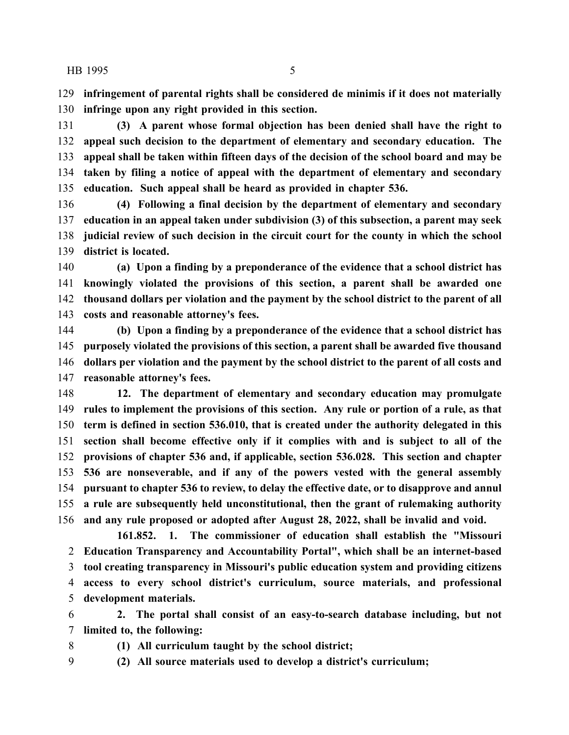**infringement of parental rights shall be considered de minimis if it does not materially infringe upon any right provided in this section.**

**(3) A parent whose formal objection has been denied shall have the right to appeal such decision to the department of elementary and secondary education. The appeal shall be taken within fifteen days of the decision of the school board and may be taken by filing a notice of appeal with the department of elementary and secondary education. Such appeal shall be heard as provided in chapter 536.**

**(4) Following a final decision by the department of elementary and secondary education in an appeal taken under subdivision (3) of this subsection, a parent may seek judicial review of such decision in the circuit court for the county in which the school district is located.**

**(a) Upon a finding by a preponderance of the evidence that a school district has knowingly violated the provisions of this section, a parent shall be awarded one thousand dollars per violation and the payment by the school district to the parent of all costs and reasonable attorney's fees.**

**(b) Upon a finding by a preponderance of the evidence that a school district has purposely violated the provisions of this section, a parent shall be awarded five thousand dollars per violation and the payment by the school district to the parent of all costs and reasonable attorney's fees.**

**12. The department of elementary and secondary education may promulgate rules to implement the provisions of this section. Any rule or portion of a rule, as that term is defined in section 536.010, that is created under the authority delegated in this section shall become effective only if it complies with and is subject to all of the provisions of chapter 536 and, if applicable, section 536.028. This section and chapter 536 are nonseverable, and if any of the powers vested with the general assembly pursuant to chapter 536 to review, to delay the effective date, or to disapprove and annul a rule are subsequently held unconstitutional, then the grant of rulemaking authority and any rule proposed or adopted after August 28, 2022, shall be invalid and void.**

**161.852. 1. The commissioner of education shall establish the "Missouri Education Transparency and Accountability Portal", which shall be an internet-based tool creating transparency in Missouri's public education system and providing citizens access to every school district's curriculum, source materials, and professional development materials.**

**2. The portal shall consist of an easy-to-search database including, but not limited to, the following:**

**(1) All curriculum taught by the school district;**

**(2) All source materials used to develop a district's curriculum;**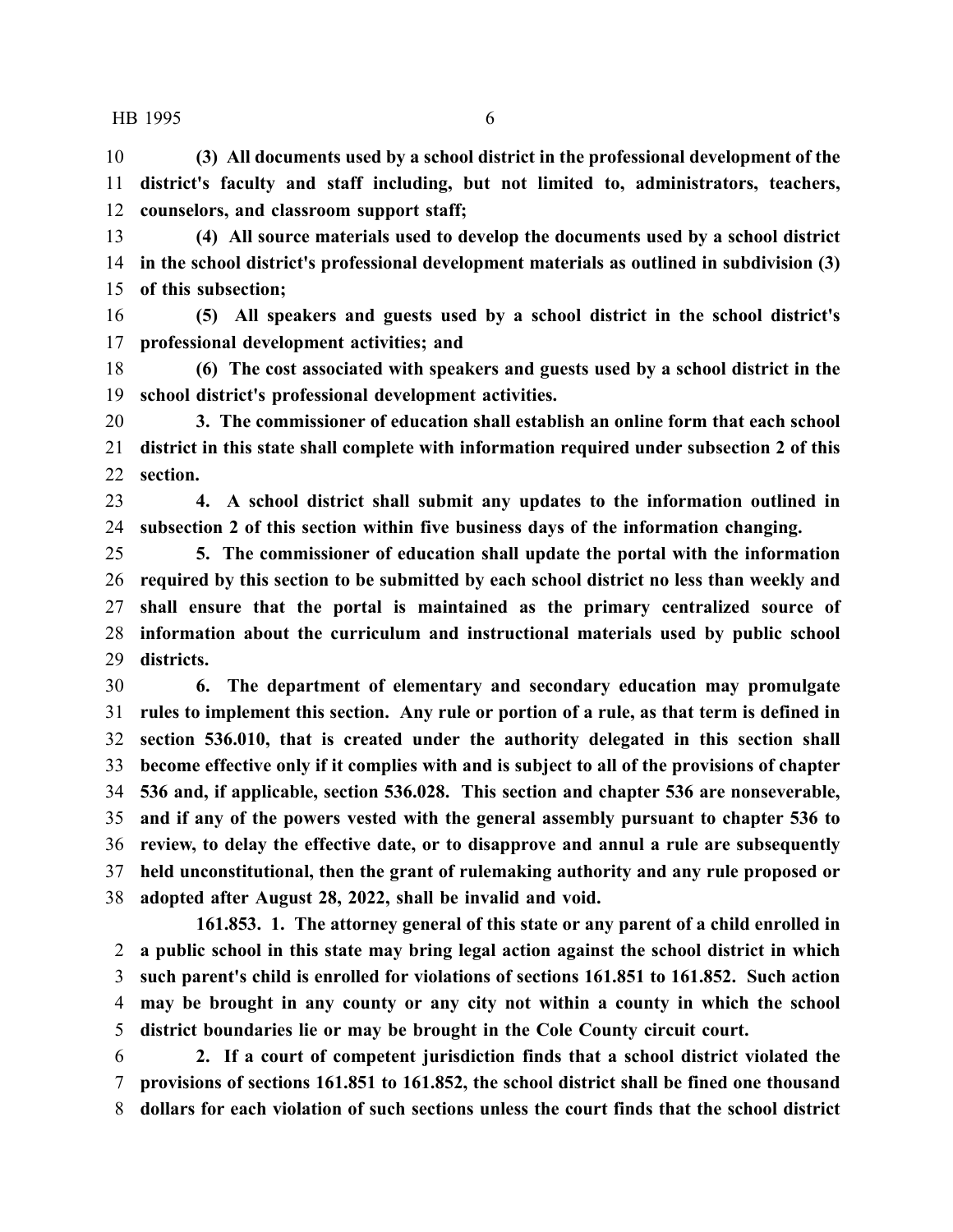**(3) All documents used by a school district in the professional development of the district's faculty and staff including, but not limited to, administrators, teachers, counselors, and classroom support staff;**

**(4) All source materials used to develop the documents used by a school district in the school district's professional development materials as outlined in subdivision (3) of this subsection;**

**(5) All speakers and guests used by a school district in the school district's professional development activities; and**

**(6) The cost associated with speakers and guests used by a school district in the school district's professional development activities.**

**3. The commissioner of education shall establish an online form that each school district in this state shall complete with information required under subsection 2 of this section.**

**4. A school district shall submit any updates to the information outlined in subsection 2 of this section within five business days of the information changing.**

**5. The commissioner of education shall update the portal with the information required by this section to be submitted by each school district no less than weekly and shall ensure that the portal is maintained as the primary centralized source of information about the curriculum and instructional materials used by public school districts.**

**6. The department of elementary and secondary education may promulgate rules to implement this section. Any rule or portion of a rule, as that term is defined in section 536.010, that is created under the authority delegated in this section shall become effective only if it complies with and is subject to all of the provisions of chapter 536 and, if applicable, section 536.028. This section and chapter 536 are nonseverable, and if any of the powers vested with the general assembly pursuant to chapter 536 to review, to delay the effective date, or to disapprove and annul a rule are subsequently held unconstitutional, then the grant of rulemaking authority and any rule proposed or adopted after August 28, 2022, shall be invalid and void.**

**161.853. 1. The attorney general of this state or any parent of a child enrolled in a public school in this state may bring legal action against the school district in which such parent's child is enrolled for violations of sections 161.851 to 161.852. Such action may be brought in any county or any city not within a county in which the school district boundaries lie or may be brought in the Cole County circuit court.**

**2. If a court of competent jurisdiction finds that a school district violated the provisions of sections 161.851 to 161.852, the school district shall be fined one thousand dollars for each violation of such sections unless the court finds that the school district**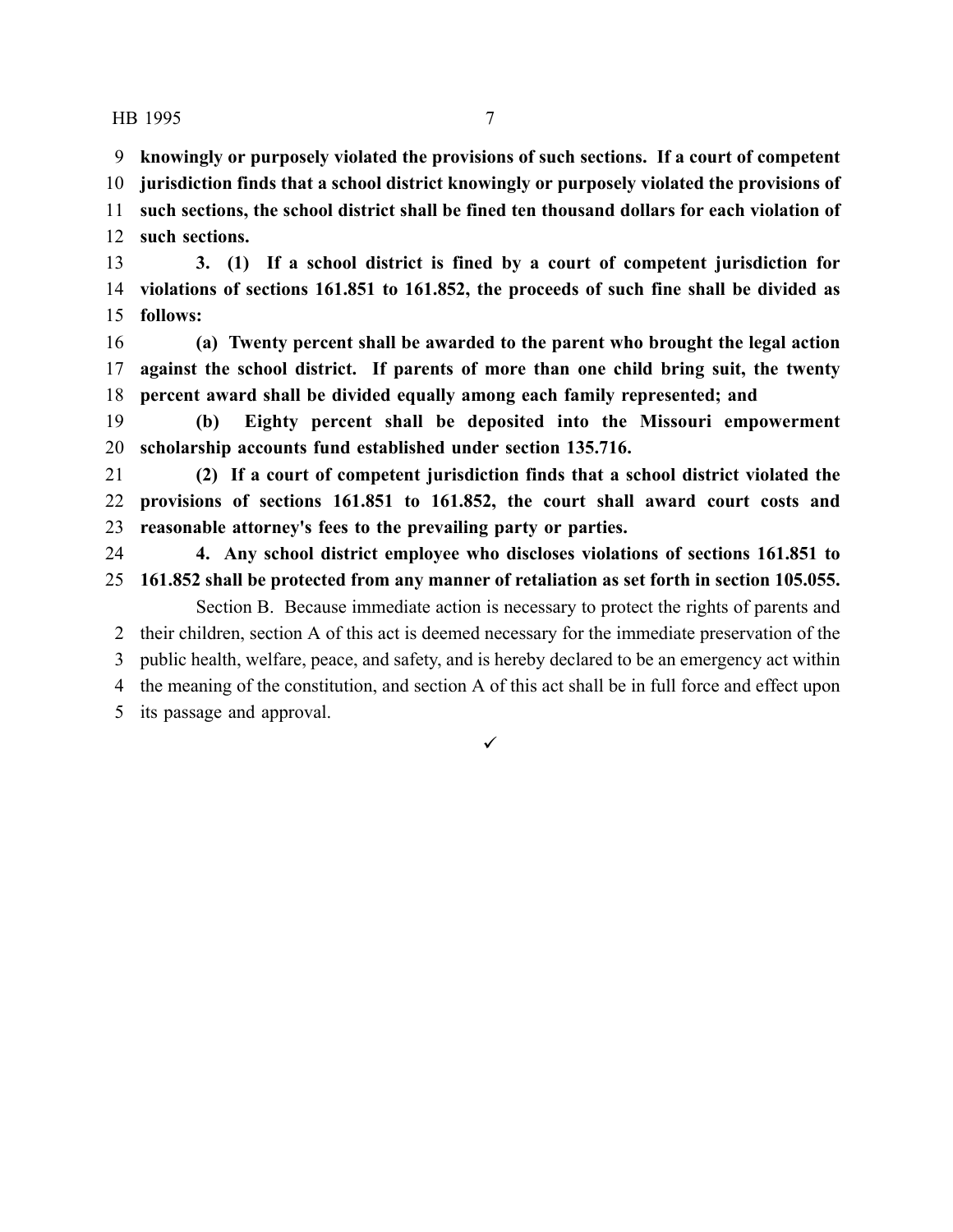**knowingly or purposely violated the provisions of such sections. If a court of competent jurisdiction finds that a school district knowingly or purposely violated the provisions of such sections, the school district shall be fined ten thousand dollars for each violation of such sections.**

**3. (1) If a school district is fined by a court of competent jurisdiction for violations of sections 161.851 to 161.852, the proceeds of such fine shall be divided as follows:**

**(a) Twenty percent shall be awarded to the parent who brought the legal action against the school district. If parents of more than one child bring suit, the twenty percent award shall be divided equally among each family represented; and**

**(b) Eighty percent shall be deposited into the Missouri empowerment scholarship accounts fund established under section 135.716.**

**(2) If a court of competent jurisdiction finds that a school district violated the provisions of sections 161.851 to 161.852, the court shall award court costs and reasonable attorney's fees to the prevailing party or parties.**

**4. Any school district employee who discloses violations of sections 161.851 to 161.852 shall be protected from any manner of retaliation as set forth in section 105.055.**

Section B. Because immediate action is necessary to protect the rights of parents and their children, section A of this act is deemed necessary for the immediate preservation of the public health, welfare, peace, and safety, and is hereby declared to be an emergency act within the meaning of the constitution, and section A of this act shall be in full force and effect upon its passage and approval.

✓